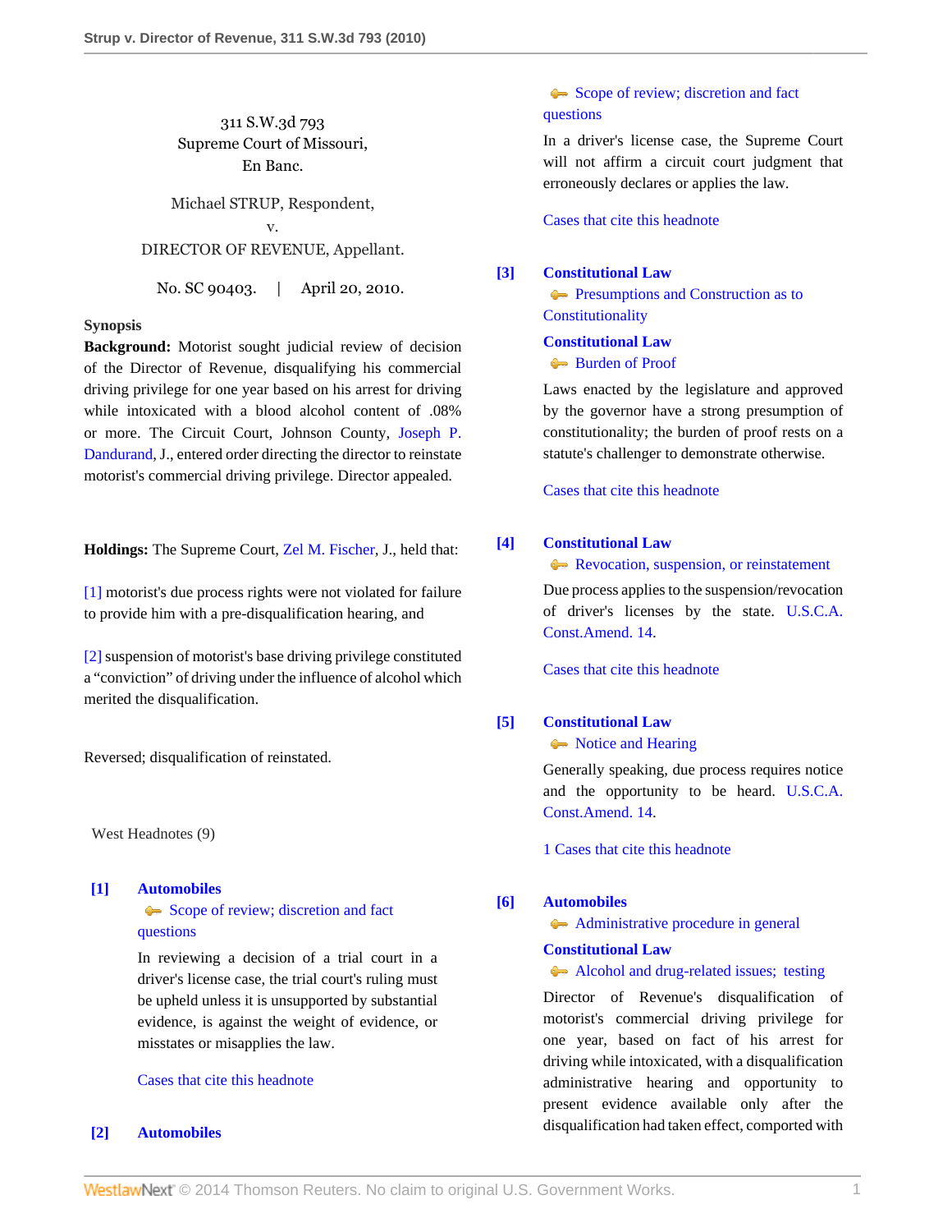311 S.W.3d 793
Supreme Court of Missouri,
En Banc.

Michael STRUP, Respondent,
v.
DIRECTOR OF REVENUE, Appellant.

No. SC 90403. | April 20, 2010.

**Synopsis**

**Background:** Motorist sought judicial review of decision of the Director of Revenue, disqualifying his commercial driving privilege for one year based on his arrest for driving while intoxicated with a blood alcohol content of .08% or more. The Circuit Court, Johnson County, Joseph P. Dandurand, J., entered order directing the director to reinstate motorist's commercial driving privilege. Director appealed.

**Holdings:** The Supreme Court, Zel M. Fischer, J., held that:

[1] motorist's due process rights were not violated for failure to provide him with a pre-disqualification hearing, and

[2] suspension of motorist's base driving privilege constituted a "conviction" of driving under the influence of alcohol which merited the disqualification.

Reversed; disqualification of reinstated.

West Headnotes (9)

**[1] Automobiles**
Scope of review; discretion and fact questions

In reviewing a decision of a trial court in a driver's license case, the trial court's ruling must be upheld unless it is unsupported by substantial evidence, is against the weight of evidence, or misstates or misapplies the law.

Cases that cite this headnote

**[2] Automobiles**
Scope of review; discretion and fact questions

In a driver's license case, the Supreme Court will not affirm a circuit court judgment that erroneously declares or applies the law.

Cases that cite this headnote

**[3] Constitutional Law**
Presumptions and Construction as to Constitutionality

**Constitutional Law**
Burden of Proof

Laws enacted by the legislature and approved by the governor have a strong presumption of constitutionality; the burden of proof rests on a statute's challenger to demonstrate otherwise.

Cases that cite this headnote

**[4] Constitutional Law**
Revocation, suspension, or reinstatement

Due process applies to the suspension/revocation of driver's licenses by the state. U.S.C.A. Const.Amend. 14.

Cases that cite this headnote

**[5] Constitutional Law**
Notice and Hearing

Generally speaking, due process requires notice and the opportunity to be heard. U.S.C.A. Const.Amend. 14.

1 Cases that cite this headnote

**[6] Automobiles**
Administrative procedure in general

**Constitutional Law**
Alcohol and drug-related issues; testing

Director of Revenue's disqualification of motorist's commercial driving privilege for one year, based on fact of his arrest for driving while intoxicated, with a disqualification administrative hearing and opportunity to present evidence available only after the disqualification had taken effect, comported with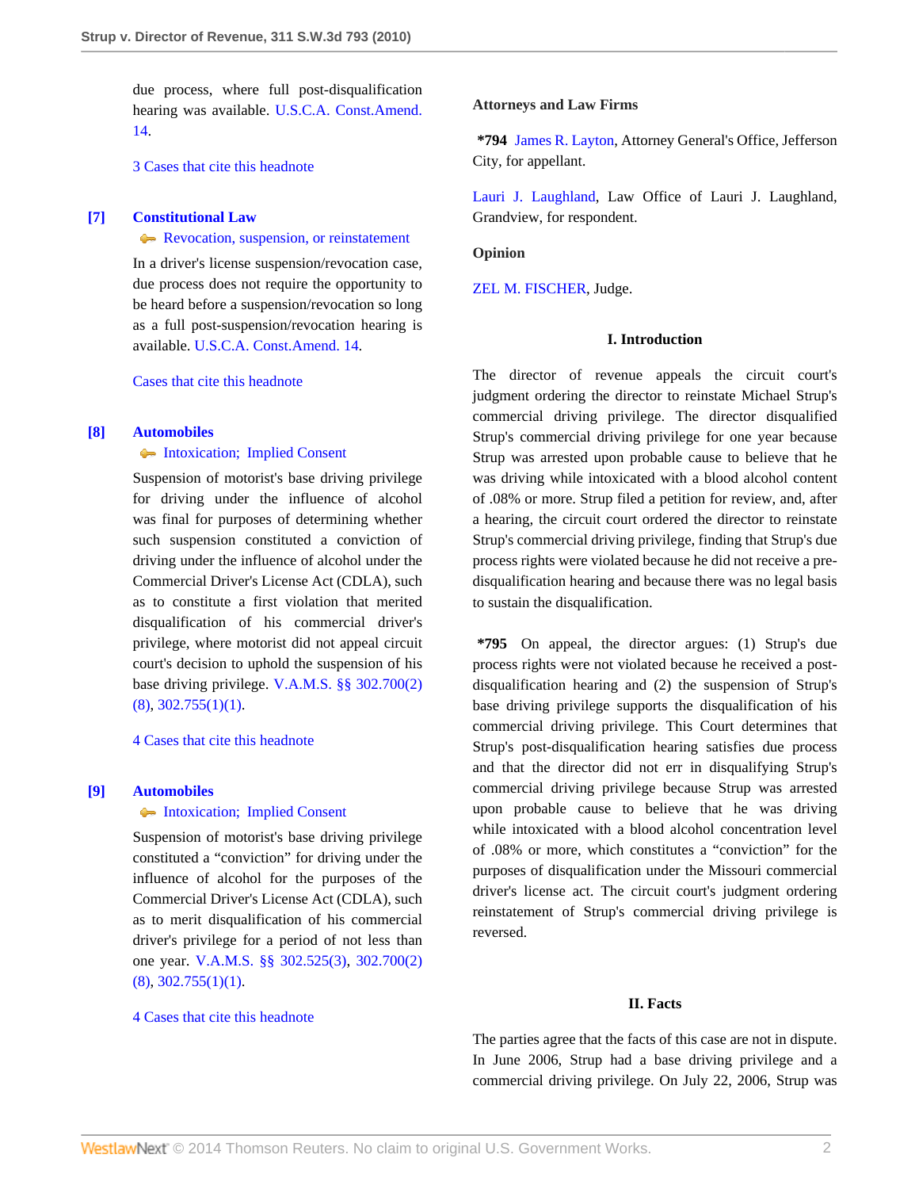due process, where full post-disqualification hearing was available. U.S.C.A. Const.Amend. 14.

3 Cases that cite this headnote

**[7] Constitutional Law**

Revocation, suspension, or reinstatement

In a driver's license suspension/revocation case, due process does not require the opportunity to be heard before a suspension/revocation so long as a full post-suspension/revocation hearing is available. U.S.C.A. Const.Amend. 14.

Cases that cite this headnote

**[8] Automobiles**

Intoxication; Implied Consent

Suspension of motorist's base driving privilege for driving under the influence of alcohol was final for purposes of determining whether such suspension constituted a conviction of driving under the influence of alcohol under the Commercial Driver's License Act (CDLA), such as to constitute a first violation that merited disqualification of his commercial driver's privilege, where motorist did not appeal circuit court's decision to uphold the suspension of his base driving privilege. V.A.M.S. §§ 302.700(2)(8), 302.755(1)(1).

4 Cases that cite this headnote

**[9] Automobiles**

Intoxication; Implied Consent

Suspension of motorist's base driving privilege constituted a "conviction" for driving under the influence of alcohol for the purposes of the Commercial Driver's License Act (CDLA), such as to merit disqualification of his commercial driver's privilege for a period of not less than one year. V.A.M.S. §§ 302.525(3), 302.700(2)(8), 302.755(1)(1).

4 Cases that cite this headnote

**Attorneys and Law Firms**

**\*794** James R. Layton, Attorney General's Office, Jefferson City, for appellant.

Lauri J. Laughland, Law Office of Lauri J. Laughland, Grandview, for respondent.

**Opinion**

ZEL M. FISCHER, Judge.

## I. Introduction

The director of revenue appeals the circuit court's judgment ordering the director to reinstate Michael Strup's commercial driving privilege. The director disqualified Strup's commercial driving privilege for one year because Strup was arrested upon probable cause to believe that he was driving while intoxicated with a blood alcohol content of .08% or more. Strup filed a petition for review, and, after a hearing, the circuit court ordered the director to reinstate Strup's commercial driving privilege, finding that Strup's due process rights were violated because he did not receive a pre-disqualification hearing and because there was no legal basis to sustain the disqualification.

**\*795** On appeal, the director argues: (1) Strup's due process rights were not violated because he received a post-disqualification hearing and (2) the suspension of Strup's base driving privilege supports the disqualification of his commercial driving privilege. This Court determines that Strup's post-disqualification hearing satisfies due process and that the director did not err in disqualifying Strup's commercial driving privilege because Strup was arrested upon probable cause to believe that he was driving while intoxicated with a blood alcohol concentration level of .08% or more, which constitutes a "conviction" for the purposes of disqualification under the Missouri commercial driver's license act. The circuit court's judgment ordering reinstatement of Strup's commercial driving privilege is reversed.

## II. Facts

The parties agree that the facts of this case are not in dispute. In June 2006, Strup had a base driving privilege and a commercial driving privilege. On July 22, 2006, Strup was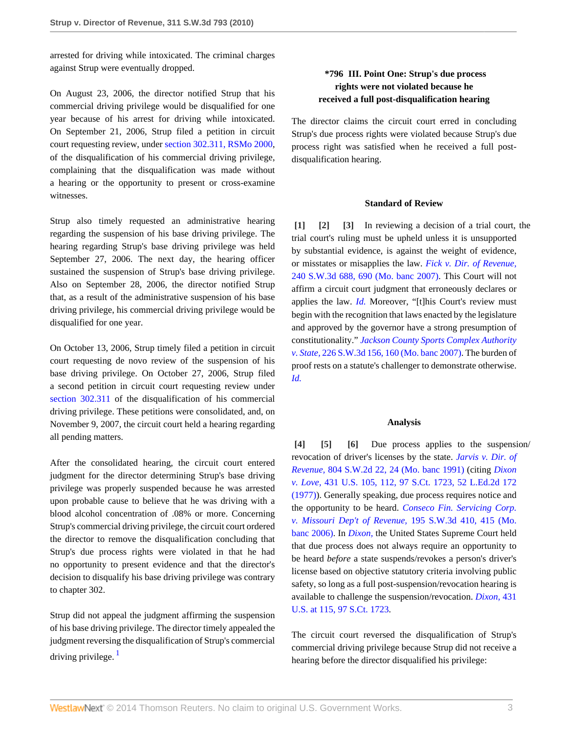arrested for driving while intoxicated. The criminal charges against Strup were eventually dropped.

On August 23, 2006, the director notified Strup that his commercial driving privilege would be disqualified for one year because of his arrest for driving while intoxicated. On September 21, 2006, Strup filed a petition in circuit court requesting review, under section 302.311, RSMo 2000, of the disqualification of his commercial driving privilege, complaining that the disqualification was made without a hearing or the opportunity to present or cross-examine witnesses.

Strup also timely requested an administrative hearing regarding the suspension of his base driving privilege. The hearing regarding Strup's base driving privilege was held September 27, 2006. The next day, the hearing officer sustained the suspension of Strup's base driving privilege. Also on September 28, 2006, the director notified Strup that, as a result of the administrative suspension of his base driving privilege, his commercial driving privilege would be disqualified for one year.

On October 13, 2006, Strup timely filed a petition in circuit court requesting de novo review of the suspension of his base driving privilege. On October 27, 2006, Strup filed a second petition in circuit court requesting review under section 302.311 of the disqualification of his commercial driving privilege. These petitions were consolidated, and, on November 9, 2007, the circuit court held a hearing regarding all pending matters.

After the consolidated hearing, the circuit court entered judgment for the director determining Strup's base driving privilege was properly suspended because he was arrested upon probable cause to believe that he was driving with a blood alcohol concentration of .08% or more. Concerning Strup's commercial driving privilege, the circuit court ordered the director to remove the disqualification concluding that Strup's due process rights were violated in that he had no opportunity to present evidence and that the director's decision to disqualify his base driving privilege was contrary to chapter 302.

Strup did not appeal the judgment affirming the suspension of his base driving privilege. The director timely appealed the judgment reversing the disqualification of Strup's commercial driving privilege. [1]

## *796 III. Point One: Strup's due process rights were not violated because he received a full post-disqualification hearing

The director claims the circuit court erred in concluding Strup's due process rights were violated because Strup's due process right was satisfied when he received a full post-disqualification hearing.

### Standard of Review

**[1] [2] [3]** In reviewing a decision of a trial court, the trial court's ruling must be upheld unless it is unsupported by substantial evidence, is against the weight of evidence, or misstates or misapplies the law. *Fick v. Dir. of Revenue,* 240 S.W.3d 688, 690 (Mo. banc 2007). This Court will not affirm a circuit court judgment that erroneously declares or applies the law. *Id.* Moreover, "[t]his Court's review must begin with the recognition that laws enacted by the legislature and approved by the governor have a strong presumption of constitutionality." *Jackson County Sports Complex Authority v. State,* 226 S.W.3d 156, 160 (Mo. banc 2007). The burden of proof rests on a statute's challenger to demonstrate otherwise. *Id.*

### Analysis

**[4] [5] [6]** Due process applies to the suspension/revocation of driver's licenses by the state. *Jarvis v. Dir. of Revenue,* 804 S.W.2d 22, 24 (Mo. banc 1991) (citing *Dixon v. Love,* 431 U.S. 105, 112, 97 S.Ct. 1723, 52 L.Ed.2d 172 (1977)). Generally speaking, due process requires notice and the opportunity to be heard. *Conseco Fin. Servicing Corp. v. Missouri Dep't of Revenue,* 195 S.W.3d 410, 415 (Mo. banc 2006). In *Dixon,* the United States Supreme Court held that due process does not always require an opportunity to be heard *before* a state suspends/revokes a person's driver's license based on objective statutory criteria involving public safety, so long as a full post-suspension/revocation hearing is available to challenge the suspension/revocation. *Dixon,* 431 U.S. at 115, 97 S.Ct. 1723.

The circuit court reversed the disqualification of Strup's commercial driving privilege because Strup did not receive a hearing before the director disqualified his privilege: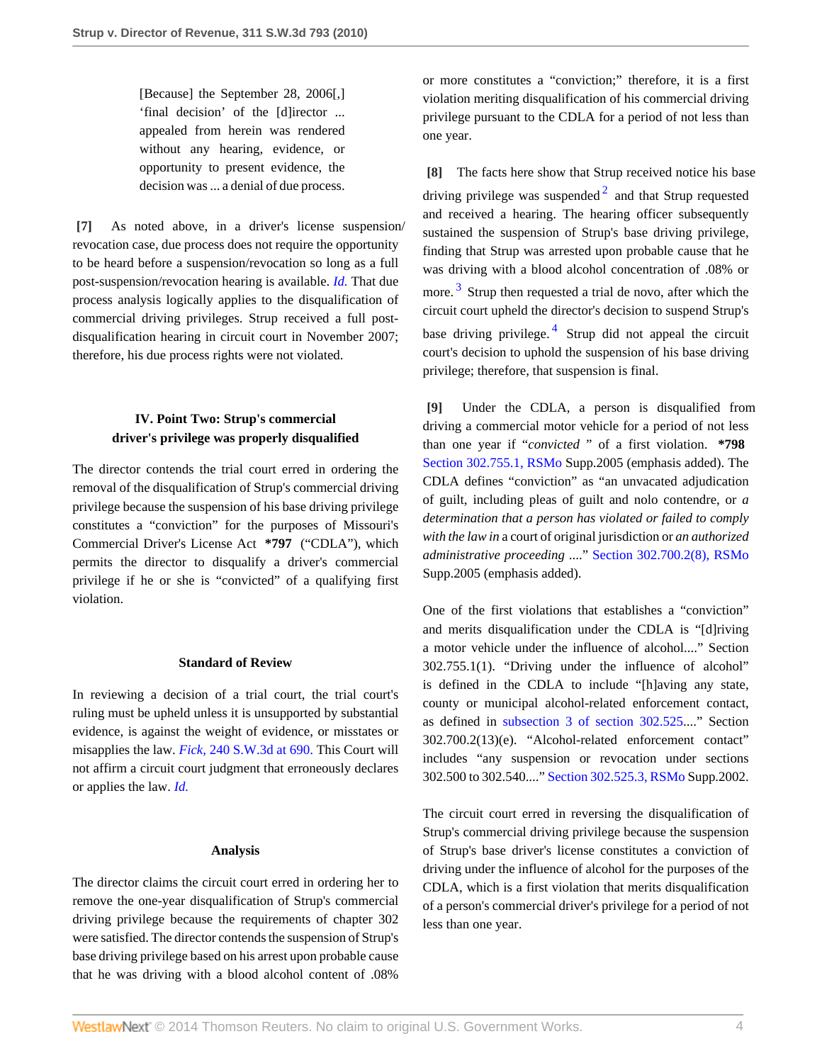> [Because] the September 28, 2006[,] 'final decision' of the [d]irector ... appealed from herein was rendered without any hearing, evidence, or opportunity to present evidence, the decision was ... a denial of due process.

**[7]** As noted above, in a driver's license suspension/revocation case, due process does not require the opportunity to be heard before a suspension/revocation so long as a full post-suspension/revocation hearing is available. *Id.* That due process analysis logically applies to the disqualification of commercial driving privileges. Strup received a full post-disqualification hearing in circuit court in November 2007; therefore, his due process rights were not violated.

### IV. Point Two: Strup's commercial driver's privilege was properly disqualified

The director contends the trial court erred in ordering the removal of the disqualification of Strup's commercial driving privilege because the suspension of his base driving privilege constitutes a "conviction" for the purposes of Missouri's Commercial Driver's License Act **\*797** ("CDLA"), which permits the director to disqualify a driver's commercial privilege if he or she is "convicted" of a qualifying first violation.

#### Standard of Review

In reviewing a decision of a trial court, the trial court's ruling must be upheld unless it is unsupported by substantial evidence, is against the weight of evidence, or misstates or misapplies the law. *Fick,* 240 S.W.3d at 690. This Court will not affirm a circuit court judgment that erroneously declares or applies the law. *Id.*

#### Analysis

The director claims the circuit court erred in ordering her to remove the one-year disqualification of Strup's commercial driving privilege because the requirements of chapter 302 were satisfied. The director contends the suspension of Strup's base driving privilege based on his arrest upon probable cause that he was driving with a blood alcohol content of .08% or more constitutes a "conviction;" therefore, it is a first violation meriting disqualification of his commercial driving privilege pursuant to the CDLA for a period of not less than one year.

**[8]** The facts here show that Strup received notice his base driving privilege was suspended [2] and that Strup requested and received a hearing. The hearing officer subsequently sustained the suspension of Strup's base driving privilege, finding that Strup was arrested upon probable cause that he was driving with a blood alcohol concentration of .08% or more. [3] Strup then requested a trial de novo, after which the circuit court upheld the director's decision to suspend Strup's base driving privilege. [4] Strup did not appeal the circuit court's decision to uphold the suspension of his base driving privilege; therefore, that suspension is final.

**[9]** Under the CDLA, a person is disqualified from driving a commercial motor vehicle for a period of not less than one year if "*convicted* " of a first violation. **\*798** Section 302.755.1, RSMo Supp.2005 (emphasis added). The CDLA defines "conviction" as "an unvacated adjudication of guilt, including pleas of guilt and nolo contendre, or *a determination that a person has violated or failed to comply with the law in* a court of original jurisdiction or *an authorized administrative proceeding* ...." Section 302.700.2(8), RSMo Supp.2005 (emphasis added).

One of the first violations that establishes a "conviction" and merits disqualification under the CDLA is "[d]riving a motor vehicle under the influence of alcohol...." Section 302.755.1(1). "Driving under the influence of alcohol" is defined in the CDLA to include "[h]aving any state, county or municipal alcohol-related enforcement contact, as defined in subsection 3 of section 302.525...." Section 302.700.2(13)(e). "Alcohol-related enforcement contact" includes "any suspension or revocation under sections 302.500 to 302.540...." Section 302.525.3, RSMo Supp.2002.

The circuit court erred in reversing the disqualification of Strup's commercial driving privilege because the suspension of Strup's base driver's license constitutes a conviction of driving under the influence of alcohol for the purposes of the CDLA, which is a first violation that merits disqualification of a person's commercial driver's privilege for a period of not less than one year.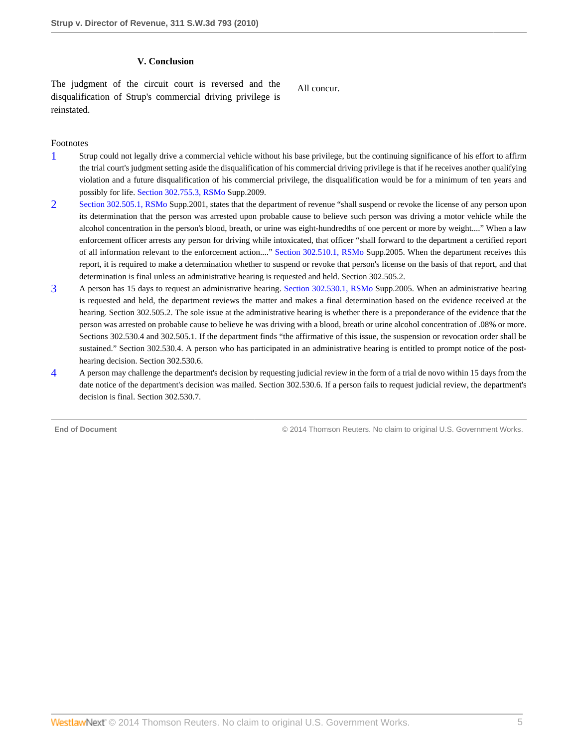## V. Conclusion

The judgment of the circuit court is reversed and the disqualification of Strup's commercial driving privilege is reinstated.

All concur.

Footnotes

1 Strup could not legally drive a commercial vehicle without his base privilege, but the continuing significance of his effort to affirm the trial court's judgment setting aside the disqualification of his commercial driving privilege is that if he receives another qualifying violation and a future disqualification of his commercial privilege, the disqualification would be for a minimum of ten years and possibly for life. Section 302.755.3, RSMo Supp.2009.

2 Section 302.505.1, RSMo Supp.2001, states that the department of revenue "shall suspend or revoke the license of any person upon its determination that the person was arrested upon probable cause to believe such person was driving a motor vehicle while the alcohol concentration in the person's blood, breath, or urine was eight-hundredths of one percent or more by weight...." When a law enforcement officer arrests any person for driving while intoxicated, that officer "shall forward to the department a certified report of all information relevant to the enforcement action...." Section 302.510.1, RSMo Supp.2005. When the department receives this report, it is required to make a determination whether to suspend or revoke that person's license on the basis of that report, and that determination is final unless an administrative hearing is requested and held. Section 302.505.2.

3 A person has 15 days to request an administrative hearing. Section 302.530.1, RSMo Supp.2005. When an administrative hearing is requested and held, the department reviews the matter and makes a final determination based on the evidence received at the hearing. Section 302.505.2. The sole issue at the administrative hearing is whether there is a preponderance of the evidence that the person was arrested on probable cause to believe he was driving with a blood, breath or urine alcohol concentration of .08% or more. Sections 302.530.4 and 302.505.1. If the department finds "the affirmative of this issue, the suspension or revocation order shall be sustained." Section 302.530.4. A person who has participated in an administrative hearing is entitled to prompt notice of the post-hearing decision. Section 302.530.6.

4 A person may challenge the department's decision by requesting judicial review in the form of a trial de novo within 15 days from the date notice of the department's decision was mailed. Section 302.530.6. If a person fails to request judicial review, the department's decision is final. Section 302.530.7.

End of Document © 2014 Thomson Reuters. No claim to original U.S. Government Works.